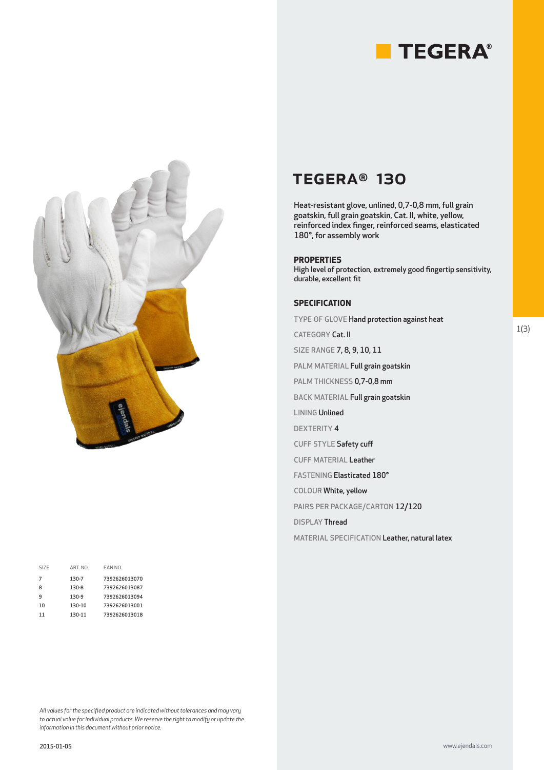# TEGERA®

## TEGERA® 130

Heat-resistant glove, unlined, 0,7-0,8 mm, full grain goatskin, full grain goatskin, Cat. II, white, yellow, reinforced index finger, reinforced seams, elasticated 180°, for assembly work

### PROPERTIES

High level of protection, extremely good fingertip sensitivity, durable, excellent fit

### SPECIFICATION

TYPE OF GLOVE **Hand protection against heat**

CATEGORY **Cat. II**

SIZE RANGE **7, 8, 9, 10, 11**

PALM MATERIAL **Full grain goatskin**

PALM THICKNESS **0,7-0,8 mm**

BACK MATERIAL **Full grain goatskin**

LINING **Unlined**

DEXTERITY **4**

CUFF STYLE **Safety cuff**

CUFF MATERIAL **Leather**

FASTENING **Elasticated 180°**

COLOUR **White, yellow**

PAIRS PER PACKAGE/CARTON **12/120**

DISPLAY **Thread**

MATERIAL SPECIFICATION **Leather, natural latex**

| SIZE | ART. NO. | EAN NO. |
|---|---|---|
| 7 | 130-7 | 7392626013070 |
| 8 | 130-8 | 7392626013087 |
| 9 | 130-9 | 7392626013094 |
| 10 | 130-10 | 7392626013001 |
| 11 | 130-11 | 7392626013018 |

*All values for the specified product are indicated without tolerances and may vary to actual value for individual products. We reserve the right to modify or update the information in this document without prior notice.*

2015-01-05

www.ejendals.com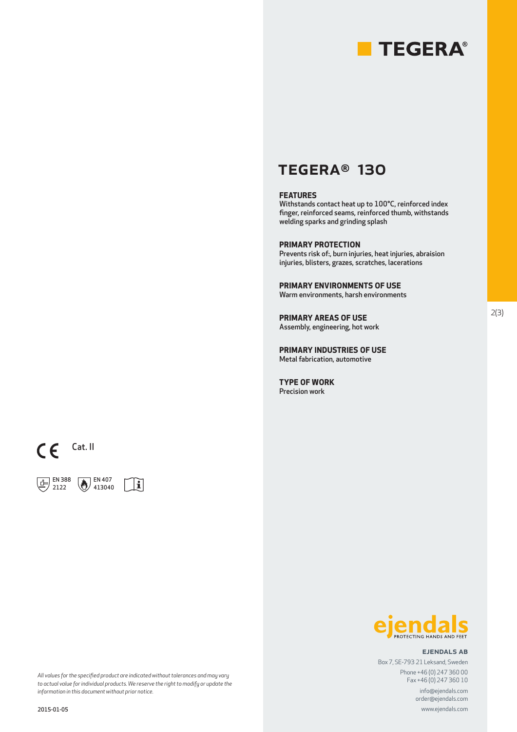TEGERA®

# TEGERA® 130

**FEATURES**
Withstands contact heat up to 100°C, reinforced index finger, reinforced seams, reinforced thumb, withstands welding sparks and grinding splash

**PRIMARY PROTECTION**
Prevents risk of:, burn injuries, heat injuries, abraision injuries, blisters, grazes, scratches, lacerations

**PRIMARY ENVIRONMENTS OF USE**
Warm environments, harsh environments

**PRIMARY AREAS OF USE**
Assembly, engineering, hot work

**PRIMARY INDUSTRIES OF USE**
Metal fabrication, automotive

**TYPE OF WORK**
Precision work

CE Cat. II

EN 388 2122

EN 407 413040

ejendals PROTECTING HANDS AND FEET

**EJENDALS AB**
Box 7, SE-793 21 Leksand, Sweden
Phone +46 (0) 247 360 00
Fax +46 (0) 247 360 10
info@ejendals.com
order@ejendals.com
www.ejendals.com

*All values for the specified product are indicated without tolerances and may vary to actual value for individual products. We reserve the right to modify or update the information in this document without prior notice.*

2015-01-05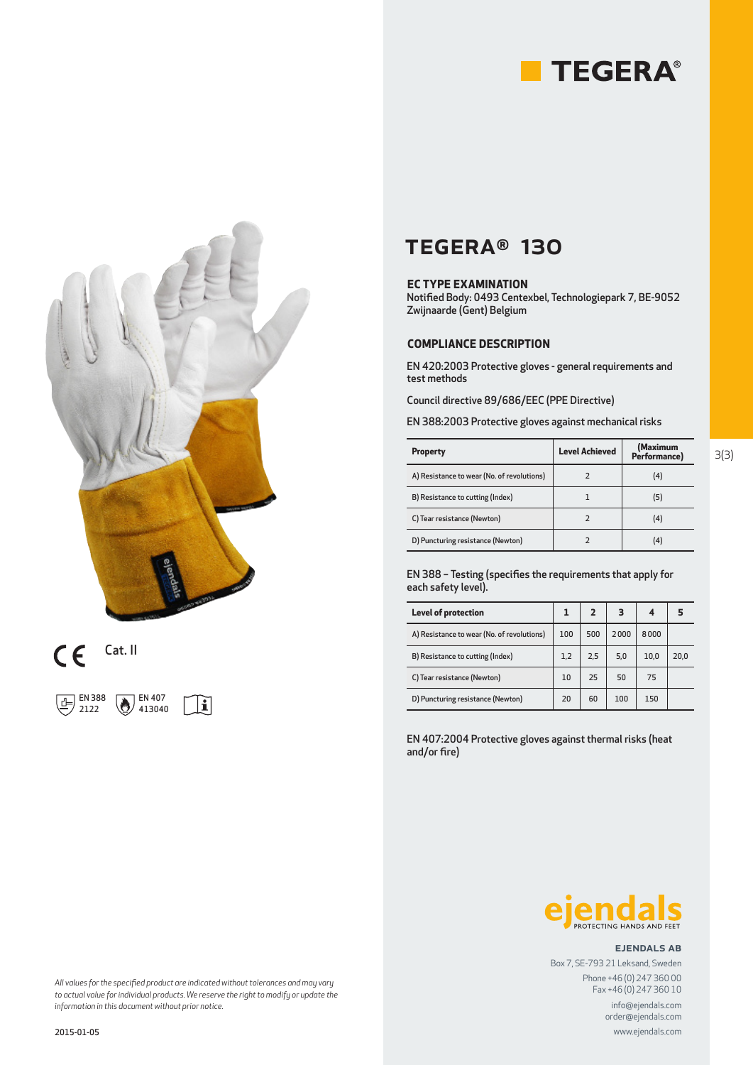# TEGERA® 130

### EC TYPE EXAMINATION

Notified Body: 0493 Centexbel, Technologiepark 7, BE-9052 Zwijnaarde (Gent) Belgium

### COMPLIANCE DESCRIPTION

EN 420:2003 Protective gloves - general requirements and test methods

Council directive 89/686/EEC (PPE Directive)

EN 388:2003 Protective gloves against mechanical risks

| Property | Level Achieved | (Maximum Performance) |
|---|---|---|
| A) Resistance to wear (No. of revolutions) | 2 | (4) |
| B) Resistance to cutting (Index) | 1 | (5) |
| C) Tear resistance (Newton) | 2 | (4) |
| D) Puncturing resistance (Newton) | 2 | (4) |

EN 388 – Testing (specifies the requirements that apply for each safety level).

| Level of protection | 1 | 2 | 3 | 4 | 5 |
|---|---|---|---|---|---|
| A) Resistance to wear (No. of revolutions) | 100 | 500 | 2000 | 8000 | |
| B) Resistance to cutting (Index) | 1,2 | 2,5 | 5,0 | 10,0 | 20,0 |
| C) Tear resistance (Newton) | 10 | 25 | 50 | 75 | |
| D) Puncturing resistance (Newton) | 20 | 60 | 100 | 150 | |

EN 407:2004 Protective gloves against thermal risks (heat and/or fire)

CE Cat. II

EN 388 2122

EN 407 413040

*All values for the specified product are indicated without tolerances and may vary to actual value for individual products. We reserve the right to modify or update the information in this document without prior notice.*

2015-01-05

ejendals PROTECTING HANDS AND FEET

**EJENDALS AB**
Box 7, SE-793 21 Leksand, Sweden
Phone +46 (0) 247 360 00
Fax +46 (0) 247 360 10
info@ejendals.com
order@ejendals.com
www.ejendals.com